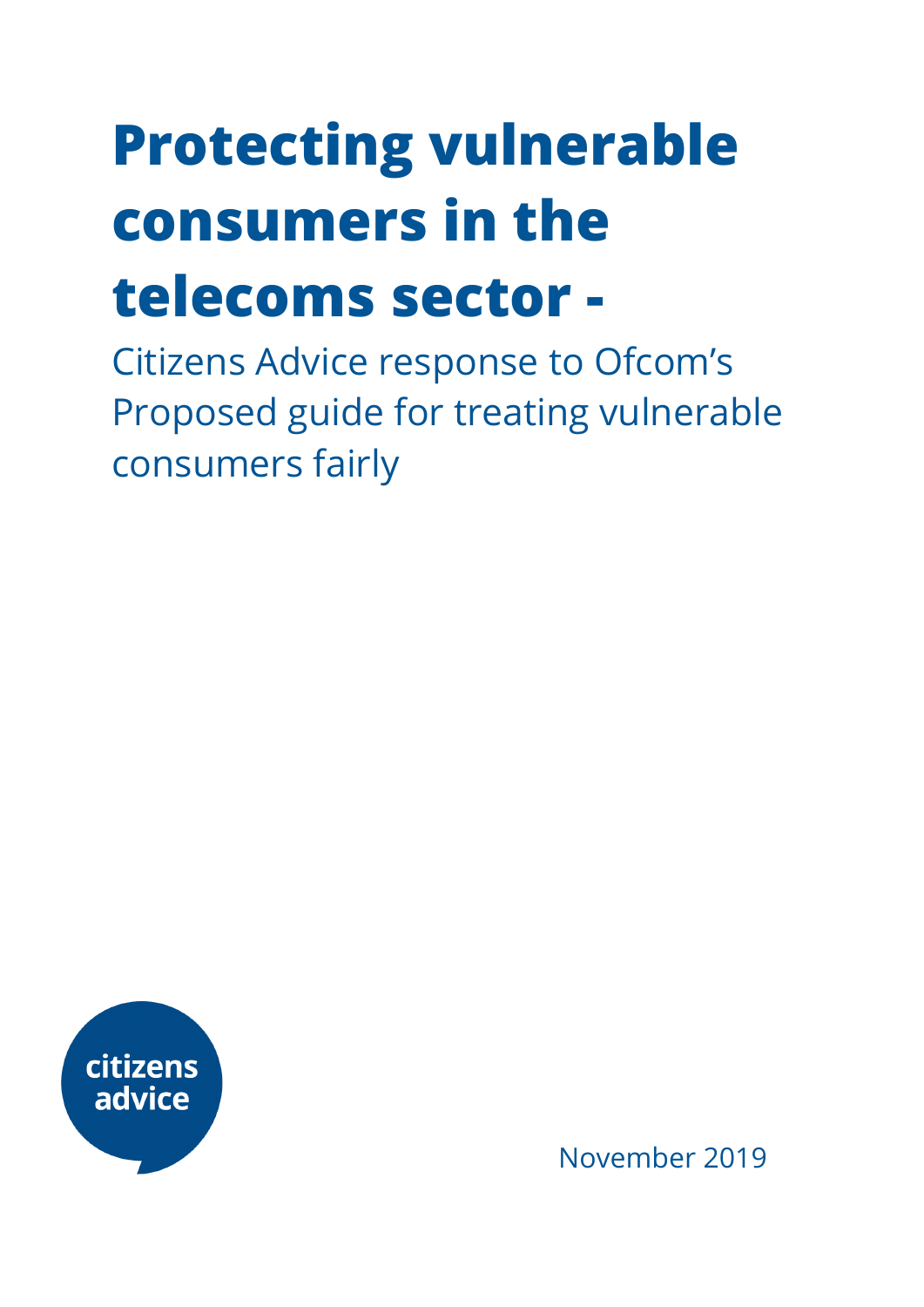# Protecting vulnerable consumers in the telecoms sector -

Citizens Advice response to Ofcom's Proposed guide for treating vulnerable consumers fairly

citizens advice

November 2019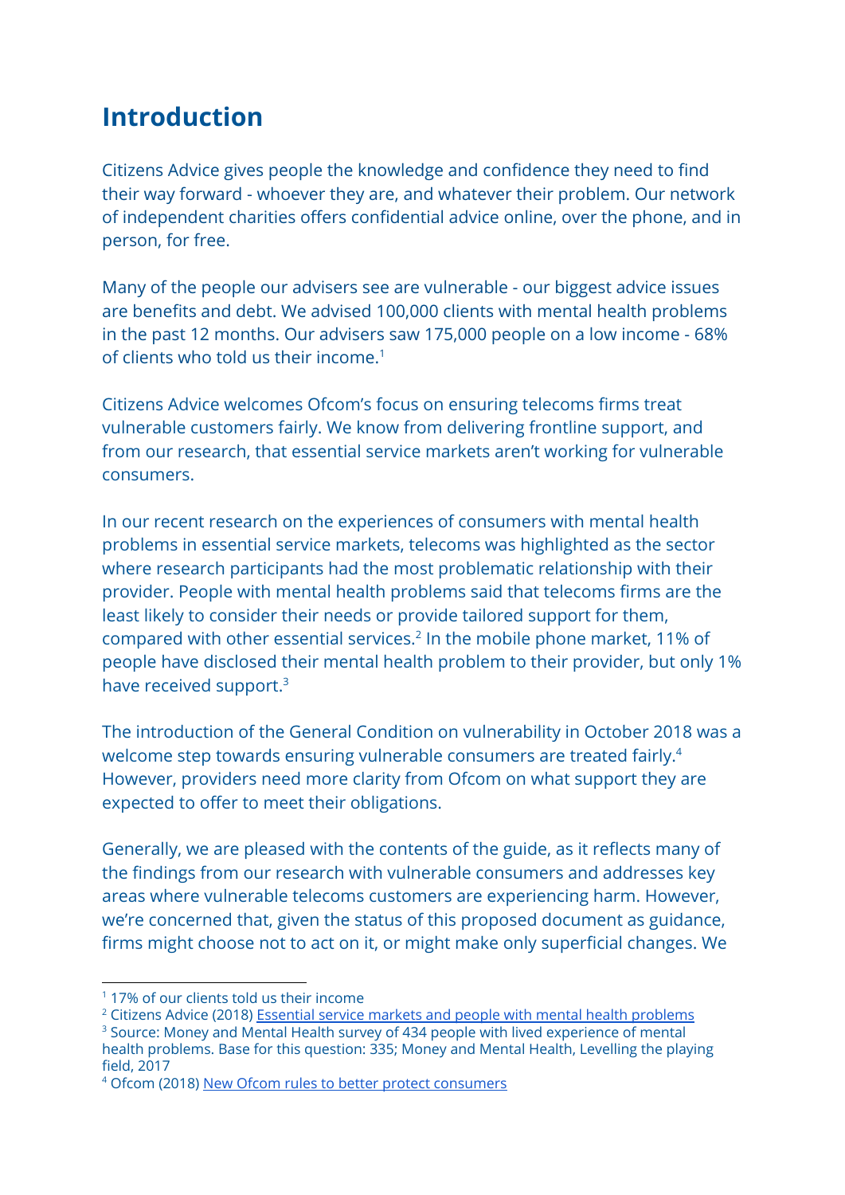## Introduction

Citizens Advice gives people the knowledge and confidence they need to find their way forward - whoever they are, and whatever their problem. Our network of independent charities offers confidential advice online, over the phone, and in person, for free.

Many of the people our advisers see are vulnerable - our biggest advice issues are benefits and debt. We advised 100,000 clients with mental health problems in the past 12 months. Our advisers saw 175,000 people on a low income - 68% of clients who told us their income.[1]

Citizens Advice welcomes Ofcom's focus on ensuring telecoms firms treat vulnerable customers fairly. We know from delivering frontline support, and from our research, that essential service markets aren't working for vulnerable consumers.

In our recent research on the experiences of consumers with mental health problems in essential service markets, telecoms was highlighted as the sector where research participants had the most problematic relationship with their provider. People with mental health problems said that telecoms firms are the least likely to consider their needs or provide tailored support for them, compared with other essential services.[2] In the mobile phone market, 11% of people have disclosed their mental health problem to their provider, but only 1% have received support.[3]

The introduction of the General Condition on vulnerability in October 2018 was a welcome step towards ensuring vulnerable consumers are treated fairly.[4] However, providers need more clarity from Ofcom on what support they are expected to offer to meet their obligations.

Generally, we are pleased with the contents of the guide, as it reflects many of the findings from our research with vulnerable consumers and addresses key areas where vulnerable telecoms customers are experiencing harm. However, we're concerned that, given the status of this proposed document as guidance, firms might choose not to act on it, or might make only superficial changes. We

---

[1] 17% of our clients told us their income

[2] Citizens Advice (2018) Essential service markets and people with mental health problems

[3] Source: Money and Mental Health survey of 434 people with lived experience of mental health problems. Base for this question: 335; Money and Mental Health, Levelling the playing field, 2017

[4] Ofcom (2018) New Ofcom rules to better protect consumers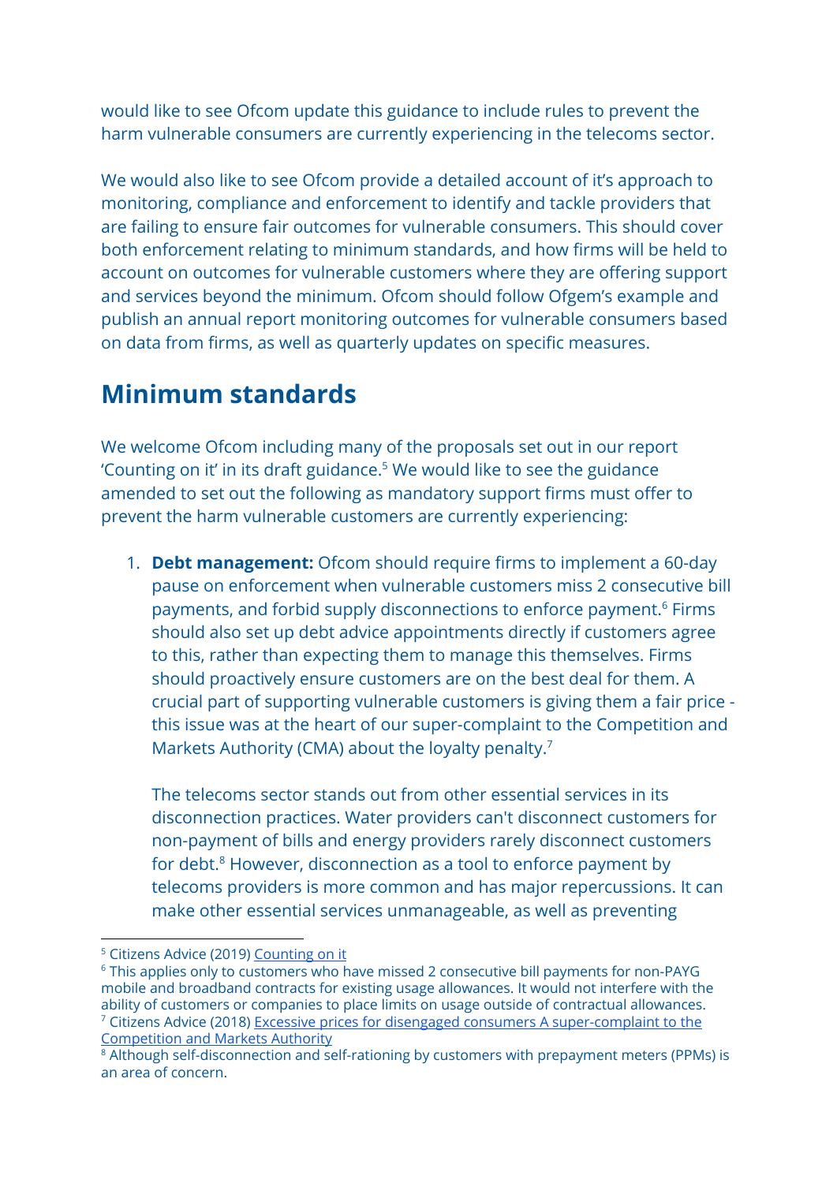would like to see Ofcom update this guidance to include rules to prevent the harm vulnerable consumers are currently experiencing in the telecoms sector.

We would also like to see Ofcom provide a detailed account of it's approach to monitoring, compliance and enforcement to identify and tackle providers that are failing to ensure fair outcomes for vulnerable consumers. This should cover both enforcement relating to minimum standards, and how firms will be held to account on outcomes for vulnerable customers where they are offering support and services beyond the minimum. Ofcom should follow Ofgem's example and publish an annual report monitoring outcomes for vulnerable consumers based on data from firms, as well as quarterly updates on specific measures.

## Minimum standards

We welcome Ofcom including many of the proposals set out in our report 'Counting on it' in its draft guidance.[5] We would like to see the guidance amended to set out the following as mandatory support firms must offer to prevent the harm vulnerable customers are currently experiencing:

1. **Debt management:** Ofcom should require firms to implement a 60-day pause on enforcement when vulnerable customers miss 2 consecutive bill payments, and forbid supply disconnections to enforce payment.[6] Firms should also set up debt advice appointments directly if customers agree to this, rather than expecting them to manage this themselves. Firms should proactively ensure customers are on the best deal for them. A crucial part of supporting vulnerable customers is giving them a fair price - this issue was at the heart of our super-complaint to the Competition and Markets Authority (CMA) about the loyalty penalty.[7]

   The telecoms sector stands out from other essential services in its disconnection practices. Water providers can't disconnect customers for non-payment of bills and energy providers rarely disconnect customers for debt.[8] However, disconnection as a tool to enforce payment by telecoms providers is more common and has major repercussions. It can make other essential services unmanageable, as well as preventing

---

[5] Citizens Advice (2019) Counting on it

[6] This applies only to customers who have missed 2 consecutive bill payments for non-PAYG mobile and broadband contracts for existing usage allowances. It would not interfere with the ability of customers or companies to place limits on usage outside of contractual allowances.

[7] Citizens Advice (2018) Excessive prices for disengaged consumers A super-complaint to the Competition and Markets Authority

[8] Although self-disconnection and self-rationing by customers with prepayment meters (PPMs) is an area of concern.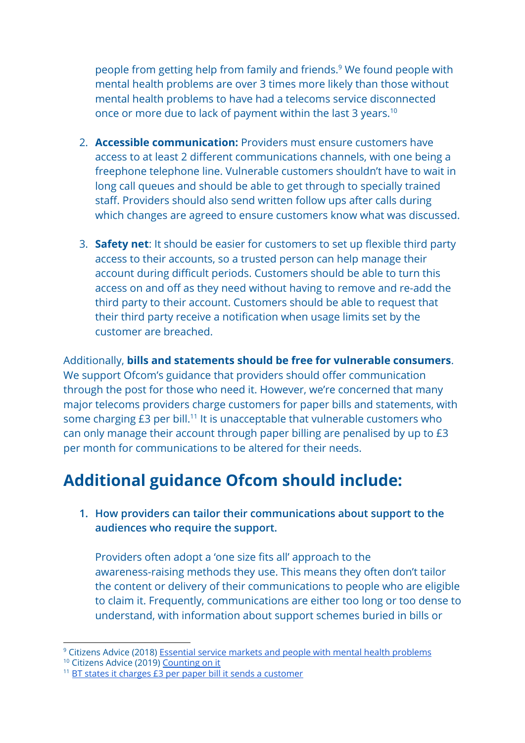people from getting help from family and friends.[9] We found people with mental health problems are over 3 times more likely than those without mental health problems to have had a telecoms service disconnected once or more due to lack of payment within the last 3 years.[10]

2. **Accessible communication:** Providers must ensure customers have access to at least 2 different communications channels, with one being a freephone telephone line. Vulnerable customers shouldn't have to wait in long call queues and should be able to get through to specially trained staff. Providers should also send written follow ups after calls during which changes are agreed to ensure customers know what was discussed.

3. **Safety net**: It should be easier for customers to set up flexible third party access to their accounts, so a trusted person can help manage their account during difficult periods. Customers should be able to turn this access on and off as they need without having to remove and re-add the third party to their account. Customers should be able to request that their third party receive a notification when usage limits set by the customer are breached.

Additionally, **bills and statements should be free for vulnerable consumers**. We support Ofcom's guidance that providers should offer communication through the post for those who need it. However, we're concerned that many major telecoms providers charge customers for paper bills and statements, with some charging £3 per bill.[11] It is unacceptable that vulnerable customers who can only manage their account through paper billing are penalised by up to £3 per month for communications to be altered for their needs.

## Additional guidance Ofcom should include:

1. **How providers can tailor their communications about support to the audiences who require the support.**

   Providers often adopt a 'one size fits all' approach to the awareness-raising methods they use. This means they often don't tailor the content or delivery of their communications to people who are eligible to claim it. Frequently, communications are either too long or too dense to understand, with information about support schemes buried in bills or

---

[9] Citizens Advice (2018) Essential service markets and people with mental health problems

[10] Citizens Advice (2019) Counting on it

[11] BT states it charges £3 per paper bill it sends a customer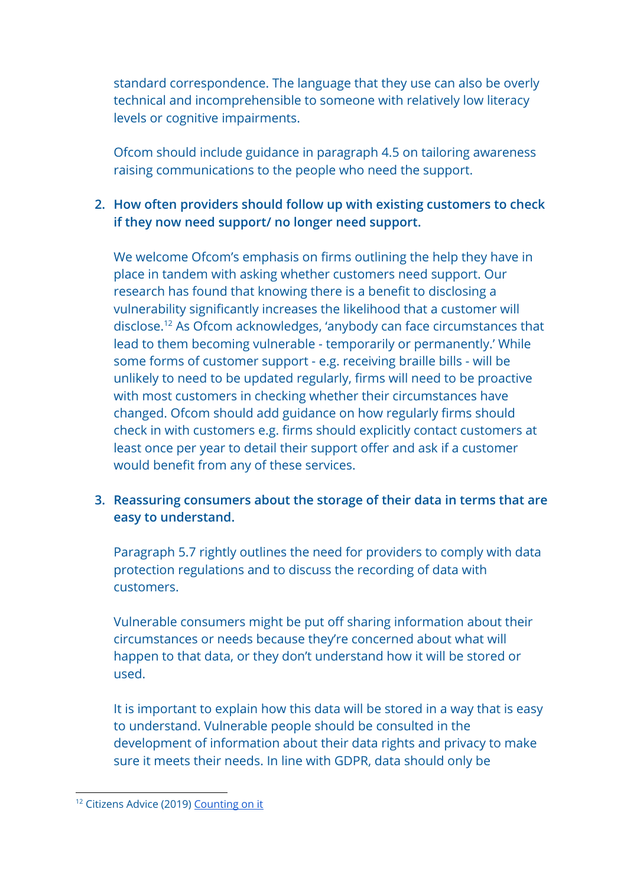standard correspondence. The language that they use can also be overly technical and incomprehensible to someone with relatively low literacy levels or cognitive impairments.

Ofcom should include guidance in paragraph 4.5 on tailoring awareness raising communications to the people who need the support.

2. **How often providers should follow up with existing customers to check if they now need support/ no longer need support.**

   We welcome Ofcom's emphasis on firms outlining the help they have in place in tandem with asking whether customers need support. Our research has found that knowing there is a benefit to disclosing a vulnerability significantly increases the likelihood that a customer will disclose.[12] As Ofcom acknowledges, 'anybody can face circumstances that lead to them becoming vulnerable - temporarily or permanently.' While some forms of customer support - e.g. receiving braille bills - will be unlikely to need to be updated regularly, firms will need to be proactive with most customers in checking whether their circumstances have changed. Ofcom should add guidance on how regularly firms should check in with customers e.g. firms should explicitly contact customers at least once per year to detail their support offer and ask if a customer would benefit from any of these services.

3. **Reassuring consumers about the storage of their data in terms that are easy to understand.**

   Paragraph 5.7 rightly outlines the need for providers to comply with data protection regulations and to discuss the recording of data with customers.

   Vulnerable consumers might be put off sharing information about their circumstances or needs because they're concerned about what will happen to that data, or they don't understand how it will be stored or used.

   It is important to explain how this data will be stored in a way that is easy to understand. Vulnerable people should be consulted in the development of information about their data rights and privacy to make sure it meets their needs. In line with GDPR, data should only be

[12] Citizens Advice (2019) Counting on it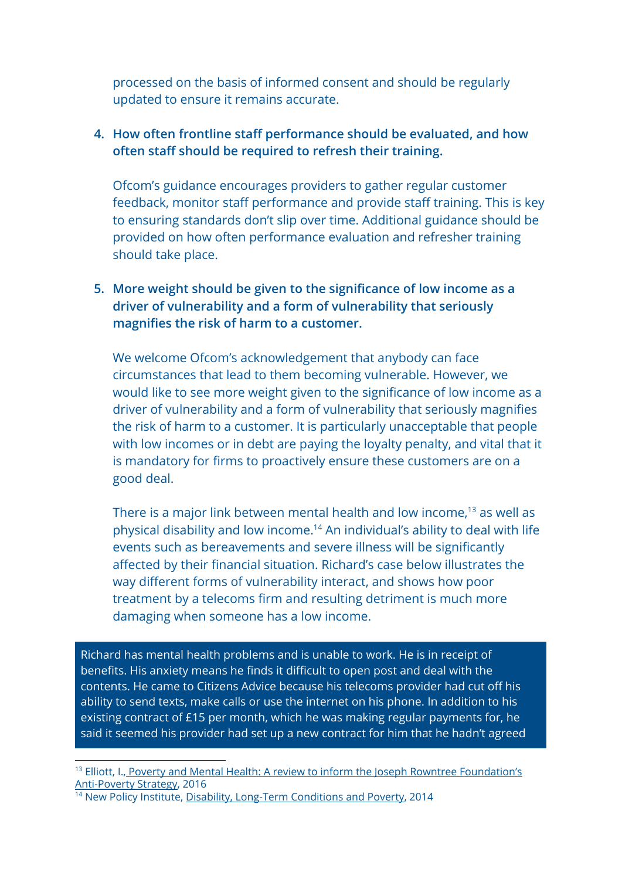processed on the basis of informed consent and should be regularly updated to ensure it remains accurate.

4. **How often frontline staff performance should be evaluated, and how often staff should be required to refresh their training.**

   Ofcom's guidance encourages providers to gather regular customer feedback, monitor staff performance and provide staff training. This is key to ensuring standards don't slip over time. Additional guidance should be provided on how often performance evaluation and refresher training should take place.

5. **More weight should be given to the significance of low income as a driver of vulnerability and a form of vulnerability that seriously magnifies the risk of harm to a customer.**

   We welcome Ofcom's acknowledgement that anybody can face circumstances that lead to them becoming vulnerable. However, we would like to see more weight given to the significance of low income as a driver of vulnerability and a form of vulnerability that seriously magnifies the risk of harm to a customer. It is particularly unacceptable that people with low incomes or in debt are paying the loyalty penalty, and vital that it is mandatory for firms to proactively ensure these customers are on a good deal.

   There is a major link between mental health and low income,[13] as well as physical disability and low income.[14] An individual's ability to deal with life events such as bereavements and severe illness will be significantly affected by their financial situation. Richard's case below illustrates the way different forms of vulnerability interact, and shows how poor treatment by a telecoms firm and resulting detriment is much more damaging when someone has a low income.

> Richard has mental health problems and is unable to work. He is in receipt of benefits. His anxiety means he finds it difficult to open post and deal with the contents. He came to Citizens Advice because his telecoms provider had cut off his ability to send texts, make calls or use the internet on his phone. In addition to his existing contract of £15 per month, which he was making regular payments for, he said it seemed his provider had set up a new contract for him that he hadn't agreed

[13] Elliott, I., Poverty and Mental Health: A review to inform the Joseph Rowntree Foundation's Anti-Poverty Strategy, 2016

[14] New Policy Institute, Disability, Long-Term Conditions and Poverty, 2014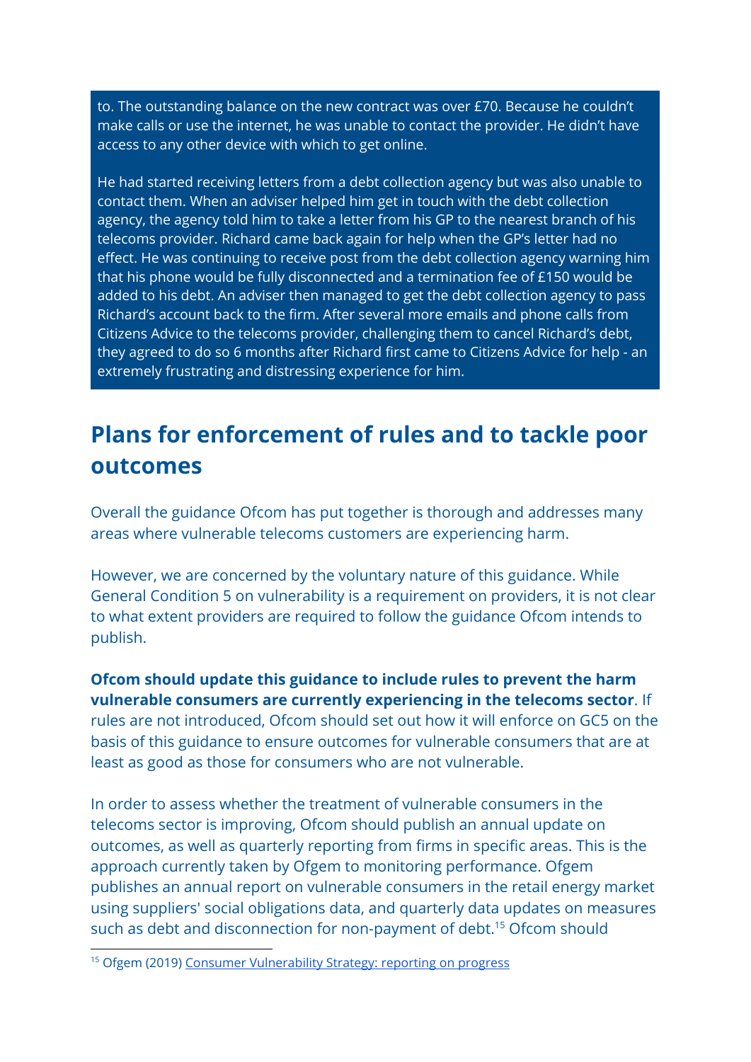to. The outstanding balance on the new contract was over £70. Because he couldn't make calls or use the internet, he was unable to contact the provider. He didn't have access to any other device with which to get online.

He had started receiving letters from a debt collection agency but was also unable to contact them. When an adviser helped him get in touch with the debt collection agency, the agency told him to take a letter from his GP to the nearest branch of his telecoms provider. Richard came back again for help when the GP's letter had no effect. He was continuing to receive post from the debt collection agency warning him that his phone would be fully disconnected and a termination fee of £150 would be added to his debt. An adviser then managed to get the debt collection agency to pass Richard's account back to the firm. After several more emails and phone calls from Citizens Advice to the telecoms provider, challenging them to cancel Richard's debt, they agreed to do so 6 months after Richard first came to Citizens Advice for help - an extremely frustrating and distressing experience for him.

## Plans for enforcement of rules and to tackle poor outcomes

Overall the guidance Ofcom has put together is thorough and addresses many areas where vulnerable telecoms customers are experiencing harm.

However, we are concerned by the voluntary nature of this guidance. While General Condition 5 on vulnerability is a requirement on providers, it is not clear to what extent providers are required to follow the guidance Ofcom intends to publish.

**Ofcom should update this guidance to include rules to prevent the harm vulnerable consumers are currently experiencing in the telecoms sector**. If rules are not introduced, Ofcom should set out how it will enforce on GC5 on the basis of this guidance to ensure outcomes for vulnerable consumers that are at least as good as those for consumers who are not vulnerable.

In order to assess whether the treatment of vulnerable consumers in the telecoms sector is improving, Ofcom should publish an annual update on outcomes, as well as quarterly reporting from firms in specific areas. This is the approach currently taken by Ofgem to monitoring performance. Ofgem publishes an annual report on vulnerable consumers in the retail energy market using suppliers' social obligations data, and quarterly data updates on measures such as debt and disconnection for non-payment of debt.[15] Ofcom should

[15] Ofgem (2019) Consumer Vulnerability Strategy: reporting on progress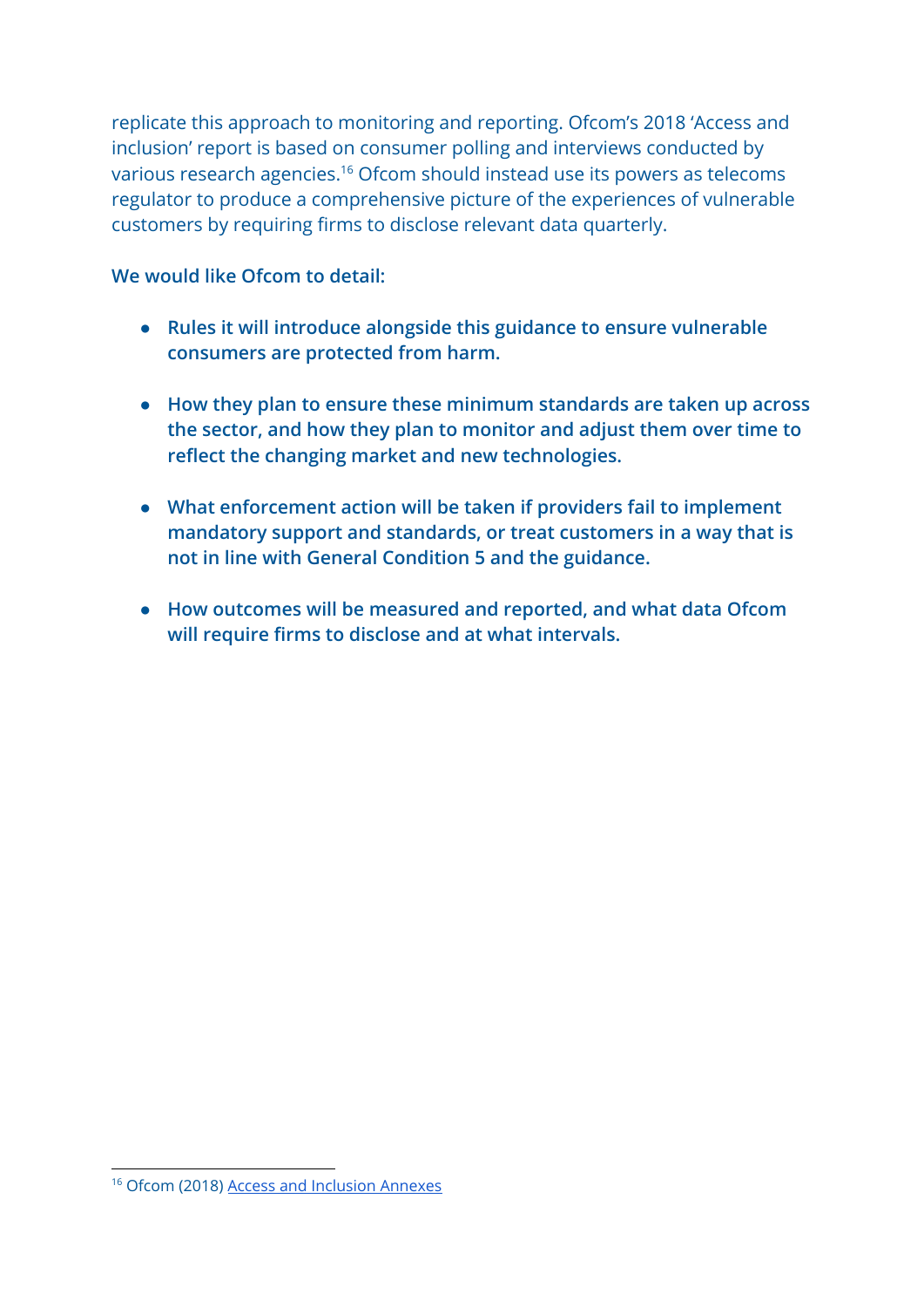replicate this approach to monitoring and reporting. Ofcom's 2018 'Access and inclusion' report is based on consumer polling and interviews conducted by various research agencies.[16] Ofcom should instead use its powers as telecoms regulator to produce a comprehensive picture of the experiences of vulnerable customers by requiring firms to disclose relevant data quarterly.

**We would like Ofcom to detail:**

- **Rules it will introduce alongside this guidance to ensure vulnerable consumers are protected from harm.**

- **How they plan to ensure these minimum standards are taken up across the sector, and how they plan to monitor and adjust them over time to reflect the changing market and new technologies.**

- **What enforcement action will be taken if providers fail to implement mandatory support and standards, or treat customers in a way that is not in line with General Condition 5 and the guidance.**

- **How outcomes will be measured and reported, and what data Ofcom will require firms to disclose and at what intervals.**

---

[16] Ofcom (2018) Access and Inclusion Annexes